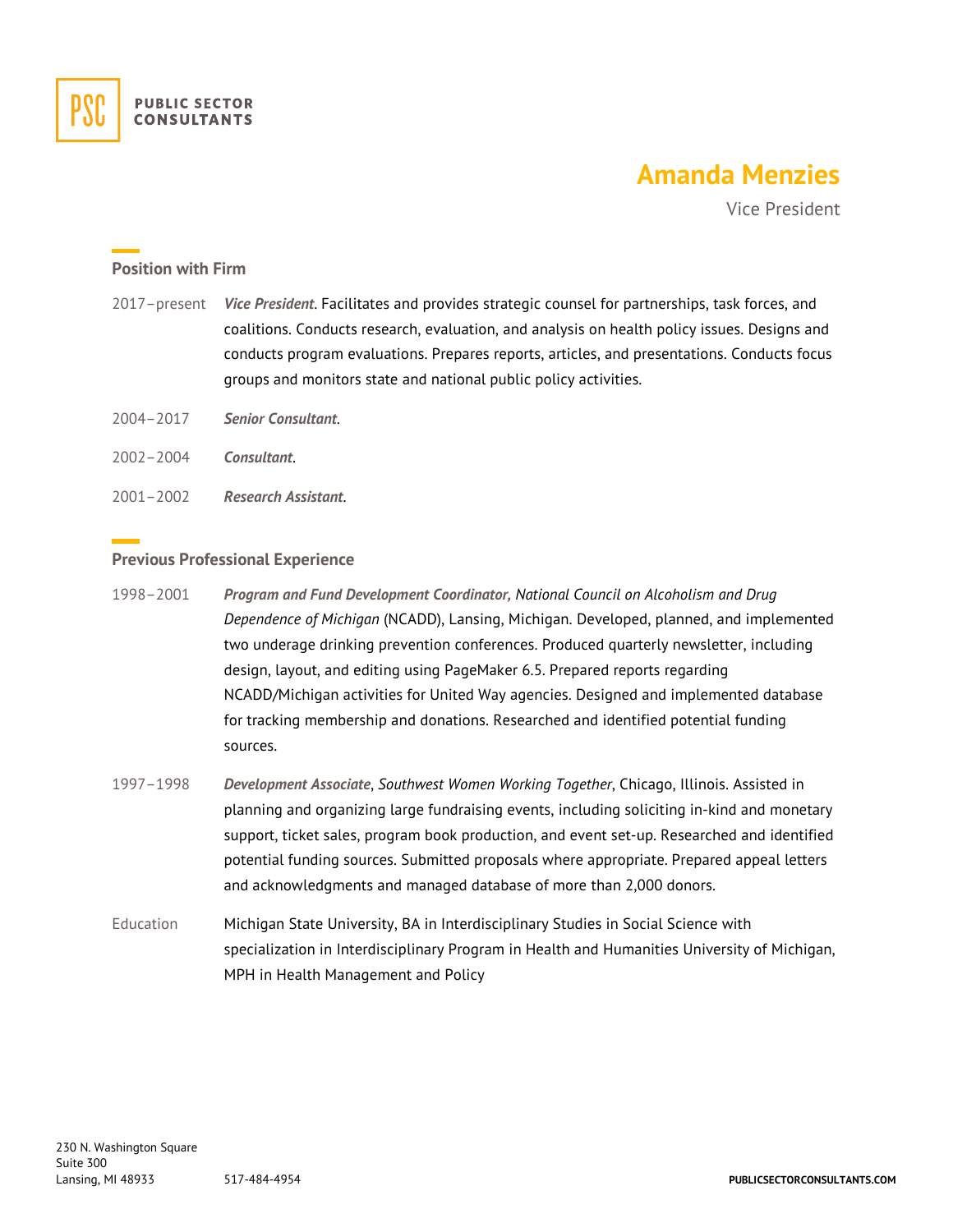PUBLIC SECTOR CONSULTANTS

# Amanda Menzies

Vice President

## Position with Firm

2017–present ***Vice President***. Facilitates and provides strategic counsel for partnerships, task forces, and coalitions. Conducts research, evaluation, and analysis on health policy issues. Designs and conducts program evaluations. Prepares reports, articles, and presentations. Conducts focus groups and monitors state and national public policy activities.

2004–2017 ***Senior Consultant***.

2002–2004 ***Consultant***.

2001–2002 ***Research Assistant***.

## Previous Professional Experience

1998–2001 ***Program and Fund Development Coordinator,*** *National Council on Alcoholism and Drug Dependence of Michigan* (NCADD), Lansing, Michigan. Developed, planned, and implemented two underage drinking prevention conferences. Produced quarterly newsletter, including design, layout, and editing using PageMaker 6.5. Prepared reports regarding NCADD/Michigan activities for United Way agencies. Designed and implemented database for tracking membership and donations. Researched and identified potential funding sources.

1997–1998 ***Development Associate***, *Southwest Women Working Together*, Chicago, Illinois. Assisted in planning and organizing large fundraising events, including soliciting in-kind and monetary support, ticket sales, program book production, and event set-up. Researched and identified potential funding sources. Submitted proposals where appropriate. Prepared appeal letters and acknowledgments and managed database of more than 2,000 donors.

Education Michigan State University, BA in Interdisciplinary Studies in Social Science with specialization in Interdisciplinary Program in Health and Humanities University of Michigan, MPH in Health Management and Policy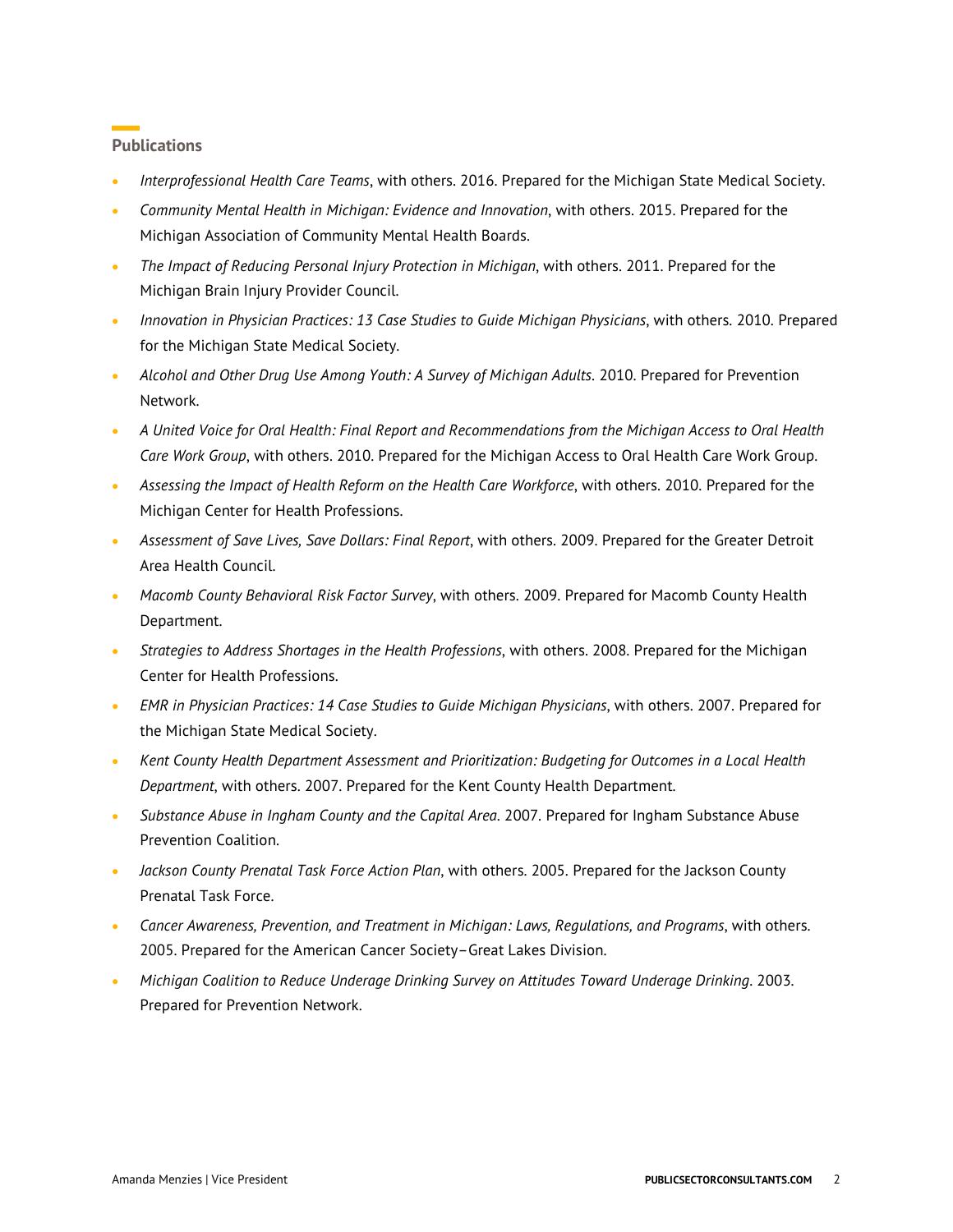## Publications

- *Interprofessional Health Care Teams*, with others. 2016. Prepared for the Michigan State Medical Society.
- *Community Mental Health in Michigan: Evidence and Innovation*, with others. 2015. Prepared for the Michigan Association of Community Mental Health Boards.
- *The Impact of Reducing Personal Injury Protection in Michigan*, with others. 2011. Prepared for the Michigan Brain Injury Provider Council.
- *Innovation in Physician Practices: 13 Case Studies to Guide Michigan Physicians*, with others. 2010. Prepared for the Michigan State Medical Society.
- *Alcohol and Other Drug Use Among Youth: A Survey of Michigan Adults*. 2010. Prepared for Prevention Network.
- *A United Voice for Oral Health: Final Report and Recommendations from the Michigan Access to Oral Health Care Work Group*, with others. 2010. Prepared for the Michigan Access to Oral Health Care Work Group.
- *Assessing the Impact of Health Reform on the Health Care Workforce*, with others. 2010. Prepared for the Michigan Center for Health Professions.
- *Assessment of Save Lives, Save Dollars: Final Report*, with others. 2009. Prepared for the Greater Detroit Area Health Council.
- *Macomb County Behavioral Risk Factor Survey*, with others. 2009. Prepared for Macomb County Health Department.
- *Strategies to Address Shortages in the Health Professions*, with others. 2008. Prepared for the Michigan Center for Health Professions.
- *EMR in Physician Practices: 14 Case Studies to Guide Michigan Physicians*, with others. 2007. Prepared for the Michigan State Medical Society.
- *Kent County Health Department Assessment and Prioritization: Budgeting for Outcomes in a Local Health Department*, with others. 2007. Prepared for the Kent County Health Department.
- *Substance Abuse in Ingham County and the Capital Area*. 2007. Prepared for Ingham Substance Abuse Prevention Coalition.
- *Jackson County Prenatal Task Force Action Plan*, with others. 2005. Prepared for the Jackson County Prenatal Task Force.
- *Cancer Awareness, Prevention, and Treatment in Michigan: Laws, Regulations, and Programs*, with others. 2005. Prepared for the American Cancer Society–Great Lakes Division.
- *Michigan Coalition to Reduce Underage Drinking Survey on Attitudes Toward Underage Drinking*. 2003. Prepared for Prevention Network.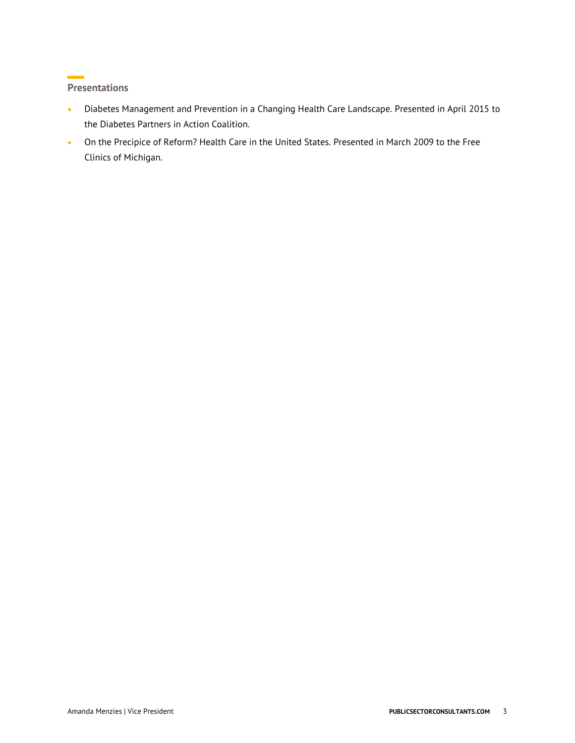## Presentations

- Diabetes Management and Prevention in a Changing Health Care Landscape. Presented in April 2015 to the Diabetes Partners in Action Coalition.
- On the Precipice of Reform? Health Care in the United States. Presented in March 2009 to the Free Clinics of Michigan.